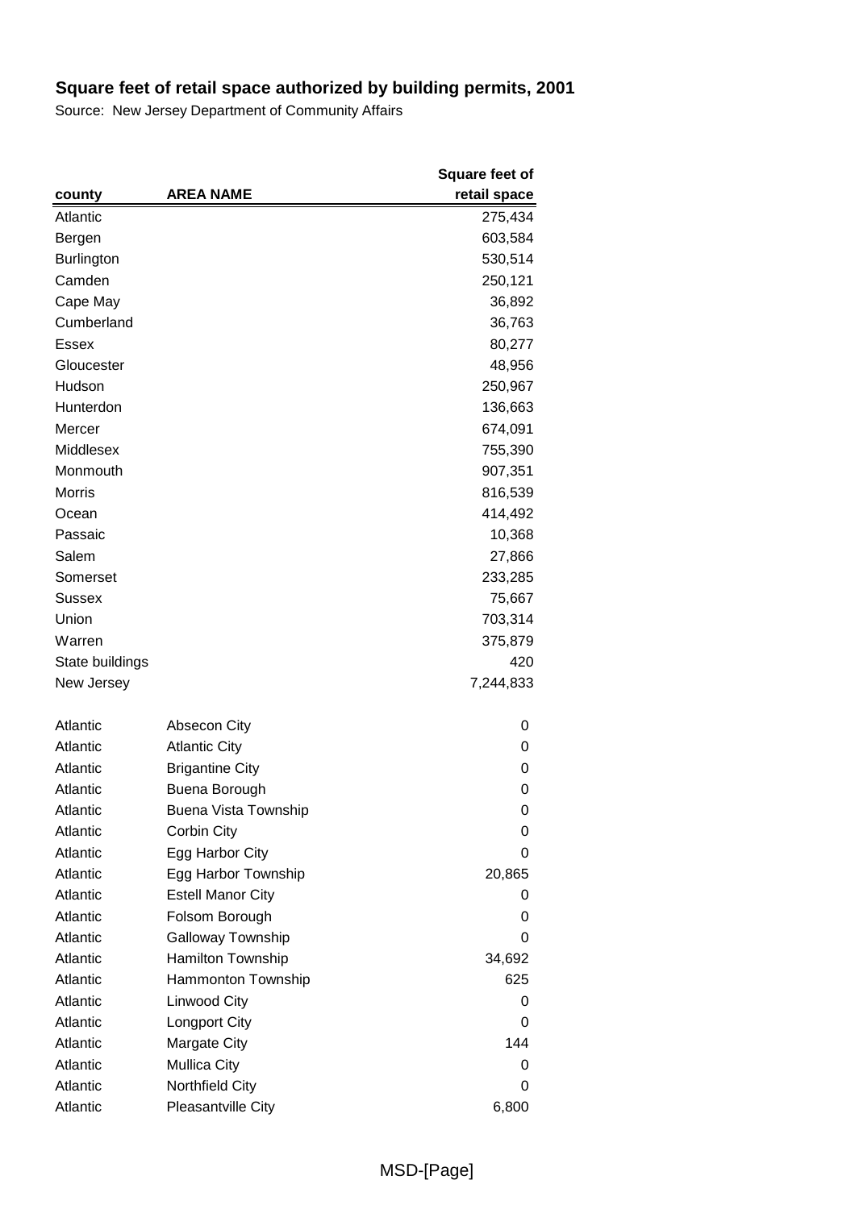## Square feet of retail space authorized by building permits, 2001

Source: New Jersey Department of Community Affairs

| county | AREA NAME | Square feet of retail space |
|---|---|---|
| Atlantic | | 275,434 |
| Bergen | | 603,584 |
| Burlington | | 530,514 |
| Camden | | 250,121 |
| Cape May | | 36,892 |
| Cumberland | | 36,763 |
| Essex | | 80,277 |
| Gloucester | | 48,956 |
| Hudson | | 250,967 |
| Hunterdon | | 136,663 |
| Mercer | | 674,091 |
| Middlesex | | 755,390 |
| Monmouth | | 907,351 |
| Morris | | 816,539 |
| Ocean | | 414,492 |
| Passaic | | 10,368 |
| Salem | | 27,866 |
| Somerset | | 233,285 |
| Sussex | | 75,667 |
| Union | | 703,314 |
| Warren | | 375,879 |
| State buildings | | 420 |
| New Jersey | | 7,244,833 |
| | | |
| Atlantic | Absecon City | 0 |
| Atlantic | Atlantic City | 0 |
| Atlantic | Brigantine City | 0 |
| Atlantic | Buena Borough | 0 |
| Atlantic | Buena Vista Township | 0 |
| Atlantic | Corbin City | 0 |
| Atlantic | Egg Harbor City | 0 |
| Atlantic | Egg Harbor Township | 20,865 |
| Atlantic | Estell Manor City | 0 |
| Atlantic | Folsom Borough | 0 |
| Atlantic | Galloway Township | 0 |
| Atlantic | Hamilton Township | 34,692 |
| Atlantic | Hammonton Township | 625 |
| Atlantic | Linwood City | 0 |
| Atlantic | Longport City | 0 |
| Atlantic | Margate City | 144 |
| Atlantic | Mullica City | 0 |
| Atlantic | Northfield City | 0 |
| Atlantic | Pleasantville City | 6,800 |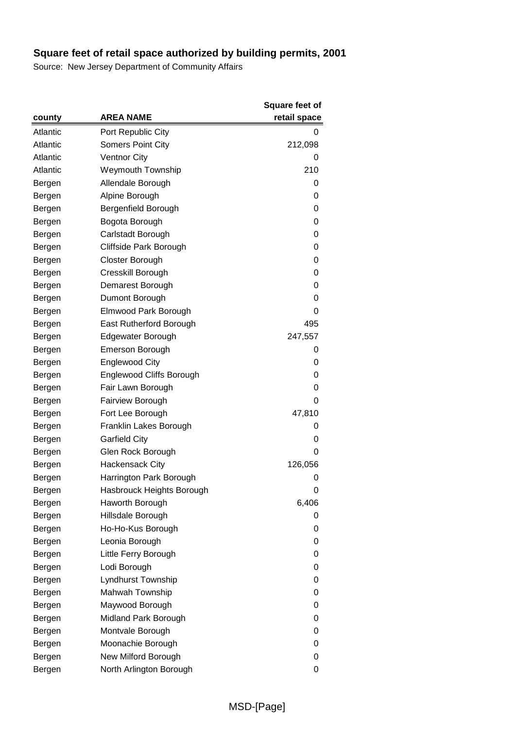# Square feet of retail space authorized by building permits, 2001

Source: New Jersey Department of Community Affairs

| county | AREA NAME | Square feet of retail space |
|---|---|---:|
| Atlantic | Port Republic City | 0 |
| Atlantic | Somers Point City | 212,098 |
| Atlantic | Ventnor City | 0 |
| Atlantic | Weymouth Township | 210 |
| Bergen | Allendale Borough | 0 |
| Bergen | Alpine Borough | 0 |
| Bergen | Bergenfield Borough | 0 |
| Bergen | Bogota Borough | 0 |
| Bergen | Carlstadt Borough | 0 |
| Bergen | Cliffside Park Borough | 0 |
| Bergen | Closter Borough | 0 |
| Bergen | Cresskill Borough | 0 |
| Bergen | Demarest Borough | 0 |
| Bergen | Dumont Borough | 0 |
| Bergen | Elmwood Park Borough | 0 |
| Bergen | East Rutherford Borough | 495 |
| Bergen | Edgewater Borough | 247,557 |
| Bergen | Emerson Borough | 0 |
| Bergen | Englewood City | 0 |
| Bergen | Englewood Cliffs Borough | 0 |
| Bergen | Fair Lawn Borough | 0 |
| Bergen | Fairview Borough | 0 |
| Bergen | Fort Lee Borough | 47,810 |
| Bergen | Franklin Lakes Borough | 0 |
| Bergen | Garfield City | 0 |
| Bergen | Glen Rock Borough | 0 |
| Bergen | Hackensack City | 126,056 |
| Bergen | Harrington Park Borough | 0 |
| Bergen | Hasbrouck Heights Borough | 0 |
| Bergen | Haworth Borough | 6,406 |
| Bergen | Hillsdale Borough | 0 |
| Bergen | Ho-Ho-Kus Borough | 0 |
| Bergen | Leonia Borough | 0 |
| Bergen | Little Ferry Borough | 0 |
| Bergen | Lodi Borough | 0 |
| Bergen | Lyndhurst Township | 0 |
| Bergen | Mahwah Township | 0 |
| Bergen | Maywood Borough | 0 |
| Bergen | Midland Park Borough | 0 |
| Bergen | Montvale Borough | 0 |
| Bergen | Moonachie Borough | 0 |
| Bergen | New Milford Borough | 0 |
| Bergen | North Arlington Borough | 0 |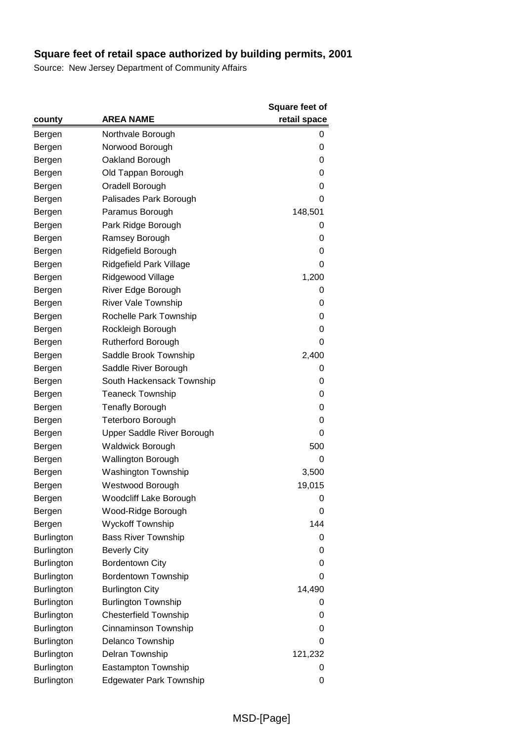# Square feet of retail space authorized by building permits, 2001

Source: New Jersey Department of Community Affairs

| county | AREA NAME | Square feet of retail space |
|---|---|---|
| Bergen | Northvale Borough | 0 |
| Bergen | Norwood Borough | 0 |
| Bergen | Oakland Borough | 0 |
| Bergen | Old Tappan Borough | 0 |
| Bergen | Oradell Borough | 0 |
| Bergen | Palisades Park Borough | 0 |
| Bergen | Paramus Borough | 148,501 |
| Bergen | Park Ridge Borough | 0 |
| Bergen | Ramsey Borough | 0 |
| Bergen | Ridgefield Borough | 0 |
| Bergen | Ridgefield Park Village | 0 |
| Bergen | Ridgewood Village | 1,200 |
| Bergen | River Edge Borough | 0 |
| Bergen | River Vale Township | 0 |
| Bergen | Rochelle Park Township | 0 |
| Bergen | Rockleigh Borough | 0 |
| Bergen | Rutherford Borough | 0 |
| Bergen | Saddle Brook Township | 2,400 |
| Bergen | Saddle River Borough | 0 |
| Bergen | South Hackensack Township | 0 |
| Bergen | Teaneck Township | 0 |
| Bergen | Tenafly Borough | 0 |
| Bergen | Teterboro Borough | 0 |
| Bergen | Upper Saddle River Borough | 0 |
| Bergen | Waldwick Borough | 500 |
| Bergen | Wallington Borough | 0 |
| Bergen | Washington Township | 3,500 |
| Bergen | Westwood Borough | 19,015 |
| Bergen | Woodcliff Lake Borough | 0 |
| Bergen | Wood-Ridge Borough | 0 |
| Bergen | Wyckoff Township | 144 |
| Burlington | Bass River Township | 0 |
| Burlington | Beverly City | 0 |
| Burlington | Bordentown City | 0 |
| Burlington | Bordentown Township | 0 |
| Burlington | Burlington City | 14,490 |
| Burlington | Burlington Township | 0 |
| Burlington | Chesterfield Township | 0 |
| Burlington | Cinnaminson Township | 0 |
| Burlington | Delanco Township | 0 |
| Burlington | Delran Township | 121,232 |
| Burlington | Eastampton Township | 0 |
| Burlington | Edgewater Park Township | 0 |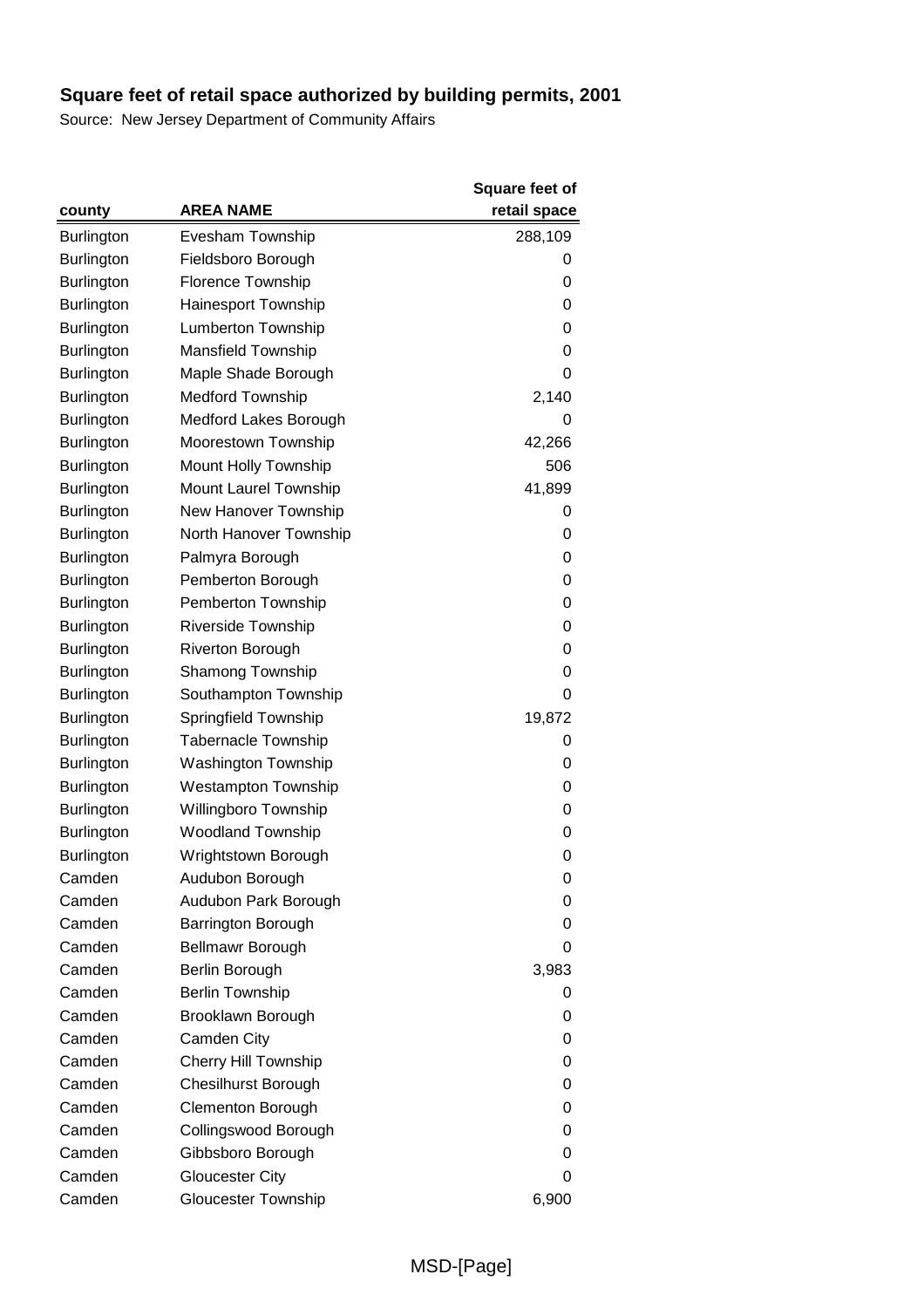## Square feet of retail space authorized by building permits, 2001

Source: New Jersey Department of Community Affairs

| county | AREA NAME | Square feet of retail space |
|---|---|---|
| Burlington | Evesham Township | 288,109 |
| Burlington | Fieldsboro Borough | 0 |
| Burlington | Florence Township | 0 |
| Burlington | Hainesport Township | 0 |
| Burlington | Lumberton Township | 0 |
| Burlington | Mansfield Township | 0 |
| Burlington | Maple Shade Borough | 0 |
| Burlington | Medford Township | 2,140 |
| Burlington | Medford Lakes Borough | 0 |
| Burlington | Moorestown Township | 42,266 |
| Burlington | Mount Holly Township | 506 |
| Burlington | Mount Laurel Township | 41,899 |
| Burlington | New Hanover Township | 0 |
| Burlington | North Hanover Township | 0 |
| Burlington | Palmyra Borough | 0 |
| Burlington | Pemberton Borough | 0 |
| Burlington | Pemberton Township | 0 |
| Burlington | Riverside Township | 0 |
| Burlington | Riverton Borough | 0 |
| Burlington | Shamong Township | 0 |
| Burlington | Southampton Township | 0 |
| Burlington | Springfield Township | 19,872 |
| Burlington | Tabernacle Township | 0 |
| Burlington | Washington Township | 0 |
| Burlington | Westampton Township | 0 |
| Burlington | Willingboro Township | 0 |
| Burlington | Woodland Township | 0 |
| Burlington | Wrightstown Borough | 0 |
| Camden | Audubon Borough | 0 |
| Camden | Audubon Park Borough | 0 |
| Camden | Barrington Borough | 0 |
| Camden | Bellmawr Borough | 0 |
| Camden | Berlin Borough | 3,983 |
| Camden | Berlin Township | 0 |
| Camden | Brooklawn Borough | 0 |
| Camden | Camden City | 0 |
| Camden | Cherry Hill Township | 0 |
| Camden | Chesilhurst Borough | 0 |
| Camden | Clementon Borough | 0 |
| Camden | Collingswood Borough | 0 |
| Camden | Gibbsboro Borough | 0 |
| Camden | Gloucester City | 0 |
| Camden | Gloucester Township | 6,900 |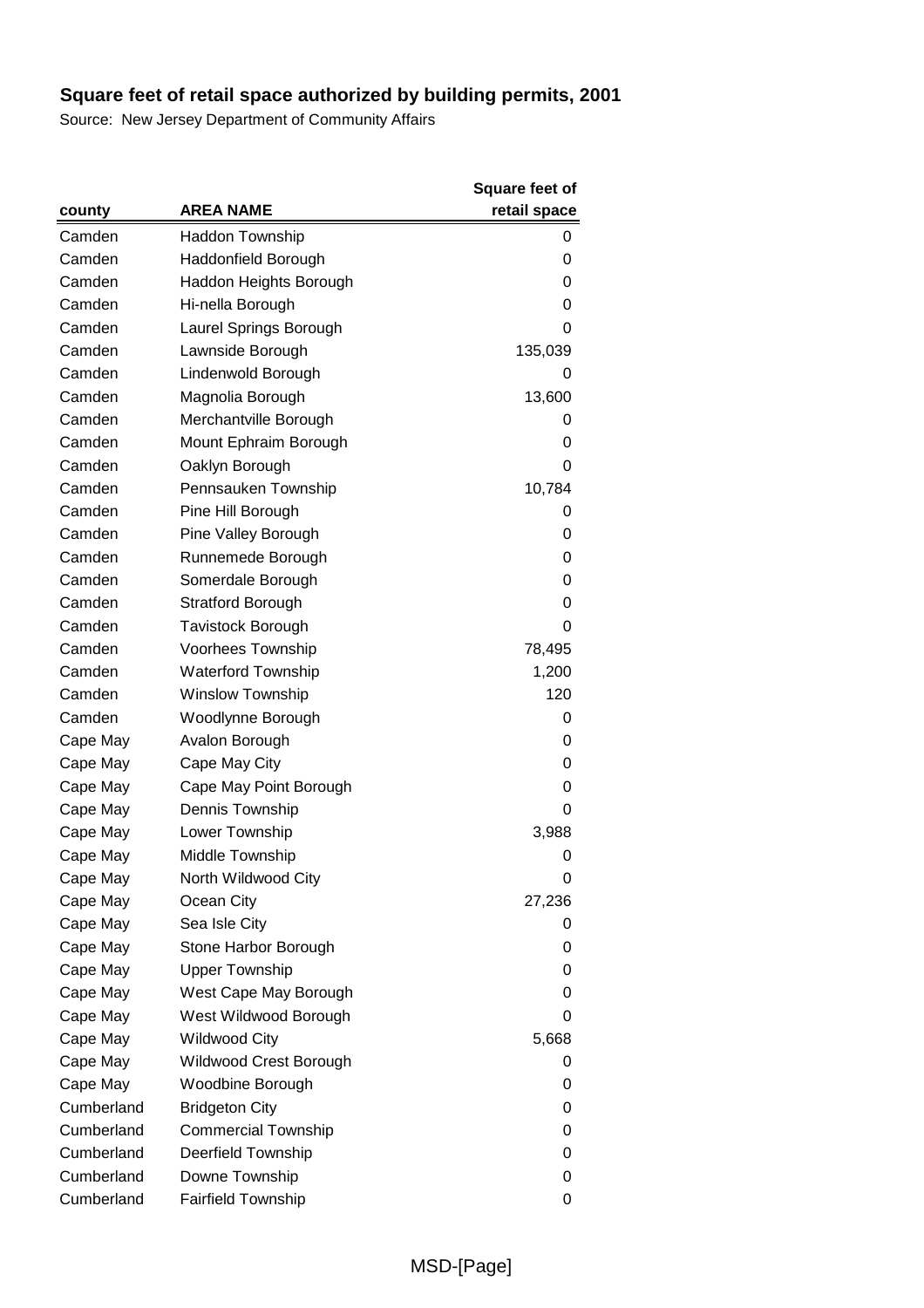**Square feet of retail space authorized by building permits, 2001**

Source: New Jersey Department of Community Affairs

| county | AREA NAME | Square feet of retail space |
|---|---|---|
| Camden | Haddon Township | 0 |
| Camden | Haddonfield Borough | 0 |
| Camden | Haddon Heights Borough | 0 |
| Camden | Hi-nella Borough | 0 |
| Camden | Laurel Springs Borough | 0 |
| Camden | Lawnside Borough | 135,039 |
| Camden | Lindenwold Borough | 0 |
| Camden | Magnolia Borough | 13,600 |
| Camden | Merchantville Borough | 0 |
| Camden | Mount Ephraim Borough | 0 |
| Camden | Oaklyn Borough | 0 |
| Camden | Pennsauken Township | 10,784 |
| Camden | Pine Hill Borough | 0 |
| Camden | Pine Valley Borough | 0 |
| Camden | Runnemede Borough | 0 |
| Camden | Somerdale Borough | 0 |
| Camden | Stratford Borough | 0 |
| Camden | Tavistock Borough | 0 |
| Camden | Voorhees Township | 78,495 |
| Camden | Waterford Township | 1,200 |
| Camden | Winslow Township | 120 |
| Camden | Woodlynne Borough | 0 |
| Cape May | Avalon Borough | 0 |
| Cape May | Cape May City | 0 |
| Cape May | Cape May Point Borough | 0 |
| Cape May | Dennis Township | 0 |
| Cape May | Lower Township | 3,988 |
| Cape May | Middle Township | 0 |
| Cape May | North Wildwood City | 0 |
| Cape May | Ocean City | 27,236 |
| Cape May | Sea Isle City | 0 |
| Cape May | Stone Harbor Borough | 0 |
| Cape May | Upper Township | 0 |
| Cape May | West Cape May Borough | 0 |
| Cape May | West Wildwood Borough | 0 |
| Cape May | Wildwood City | 5,668 |
| Cape May | Wildwood Crest Borough | 0 |
| Cape May | Woodbine Borough | 0 |
| Cumberland | Bridgeton City | 0 |
| Cumberland | Commercial Township | 0 |
| Cumberland | Deerfield Township | 0 |
| Cumberland | Downe Township | 0 |
| Cumberland | Fairfield Township | 0 |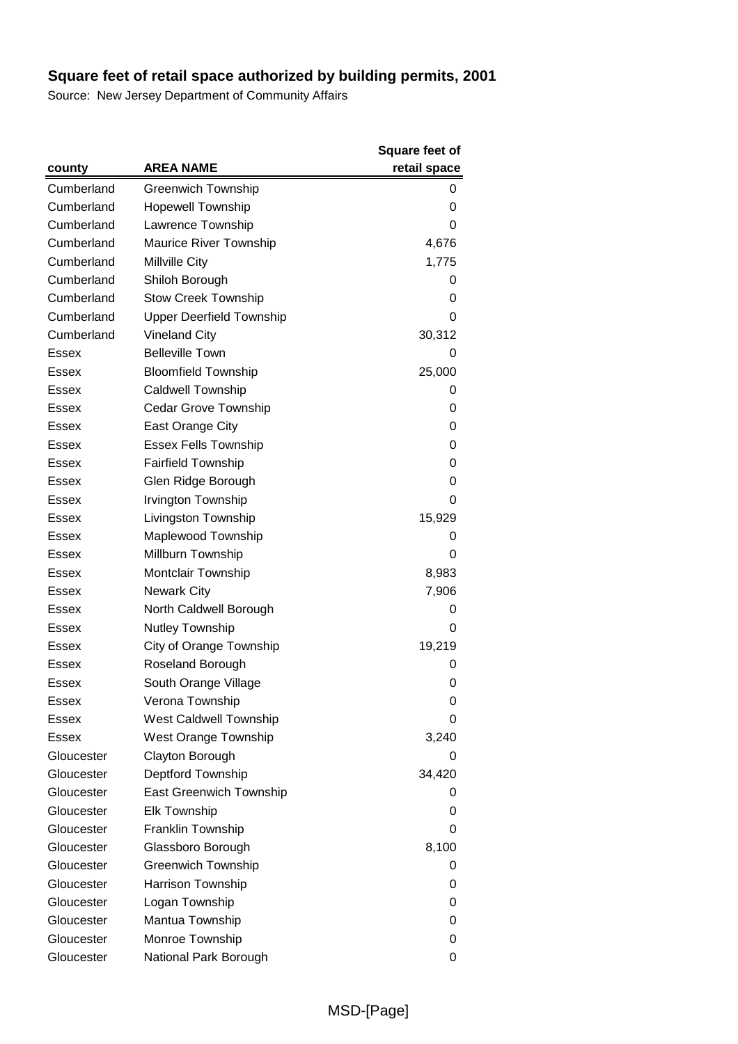## Square feet of retail space authorized by building permits, 2001

Source: New Jersey Department of Community Affairs

| county | AREA NAME | Square feet of retail space |
|---|---|---|
| Cumberland | Greenwich Township | 0 |
| Cumberland | Hopewell Township | 0 |
| Cumberland | Lawrence Township | 0 |
| Cumberland | Maurice River Township | 4,676 |
| Cumberland | Millville City | 1,775 |
| Cumberland | Shiloh Borough | 0 |
| Cumberland | Stow Creek Township | 0 |
| Cumberland | Upper Deerfield Township | 0 |
| Cumberland | Vineland City | 30,312 |
| Essex | Belleville Town | 0 |
| Essex | Bloomfield Township | 25,000 |
| Essex | Caldwell Township | 0 |
| Essex | Cedar Grove Township | 0 |
| Essex | East Orange City | 0 |
| Essex | Essex Fells Township | 0 |
| Essex | Fairfield Township | 0 |
| Essex | Glen Ridge Borough | 0 |
| Essex | Irvington Township | 0 |
| Essex | Livingston Township | 15,929 |
| Essex | Maplewood Township | 0 |
| Essex | Millburn Township | 0 |
| Essex | Montclair Township | 8,983 |
| Essex | Newark City | 7,906 |
| Essex | North Caldwell Borough | 0 |
| Essex | Nutley Township | 0 |
| Essex | City of Orange Township | 19,219 |
| Essex | Roseland Borough | 0 |
| Essex | South Orange Village | 0 |
| Essex | Verona Township | 0 |
| Essex | West Caldwell Township | 0 |
| Essex | West Orange Township | 3,240 |
| Gloucester | Clayton Borough | 0 |
| Gloucester | Deptford Township | 34,420 |
| Gloucester | East Greenwich Township | 0 |
| Gloucester | Elk Township | 0 |
| Gloucester | Franklin Township | 0 |
| Gloucester | Glassboro Borough | 8,100 |
| Gloucester | Greenwich Township | 0 |
| Gloucester | Harrison Township | 0 |
| Gloucester | Logan Township | 0 |
| Gloucester | Mantua Township | 0 |
| Gloucester | Monroe Township | 0 |
| Gloucester | National Park Borough | 0 |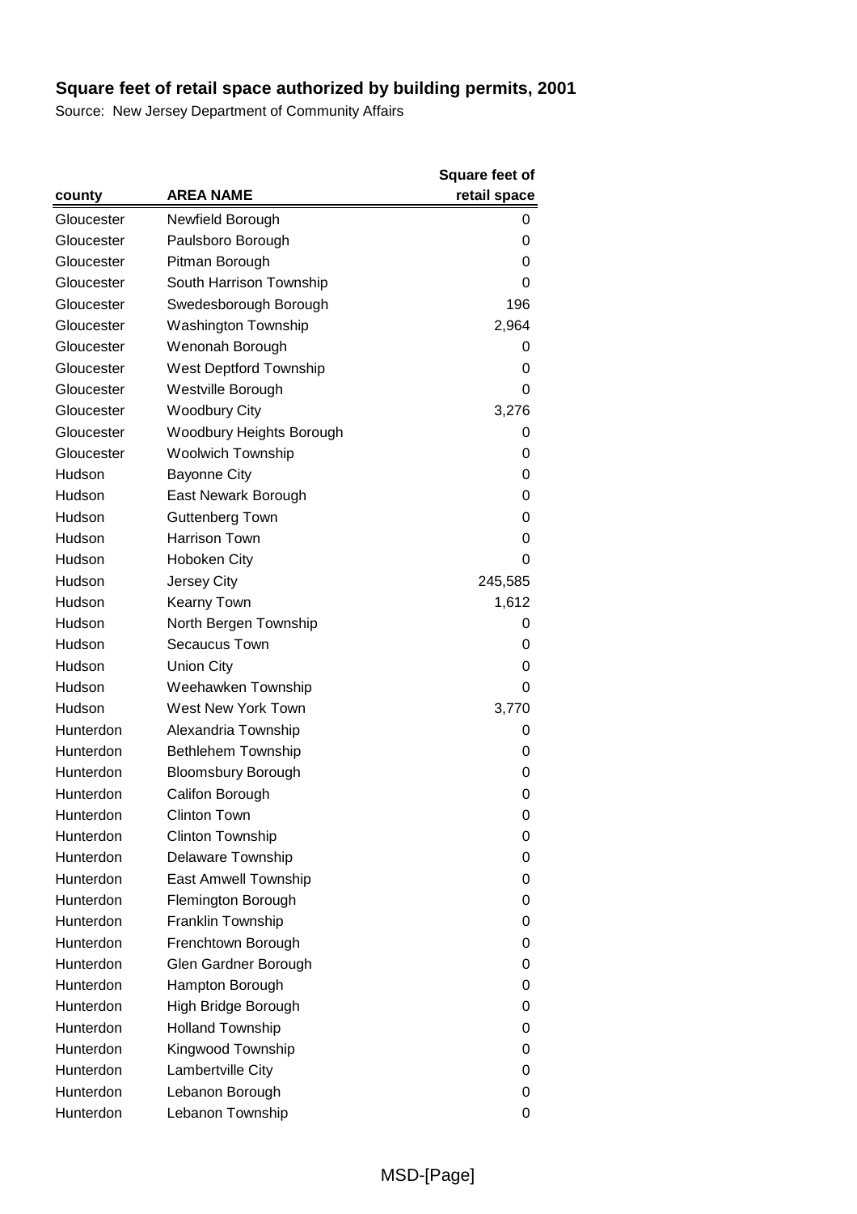**Square feet of retail space authorized by building permits, 2001**

Source: New Jersey Department of Community Affairs

| county | AREA NAME | Square feet of retail space |
|---|---|---|
| Gloucester | Newfield Borough | 0 |
| Gloucester | Paulsboro Borough | 0 |
| Gloucester | Pitman Borough | 0 |
| Gloucester | South Harrison Township | 0 |
| Gloucester | Swedesborough Borough | 196 |
| Gloucester | Washington Township | 2,964 |
| Gloucester | Wenonah Borough | 0 |
| Gloucester | West Deptford Township | 0 |
| Gloucester | Westville Borough | 0 |
| Gloucester | Woodbury City | 3,276 |
| Gloucester | Woodbury Heights Borough | 0 |
| Gloucester | Woolwich Township | 0 |
| Hudson | Bayonne City | 0 |
| Hudson | East Newark Borough | 0 |
| Hudson | Guttenberg Town | 0 |
| Hudson | Harrison Town | 0 |
| Hudson | Hoboken City | 0 |
| Hudson | Jersey City | 245,585 |
| Hudson | Kearny Town | 1,612 |
| Hudson | North Bergen Township | 0 |
| Hudson | Secaucus Town | 0 |
| Hudson | Union City | 0 |
| Hudson | Weehawken Township | 0 |
| Hudson | West New York Town | 3,770 |
| Hunterdon | Alexandria Township | 0 |
| Hunterdon | Bethlehem Township | 0 |
| Hunterdon | Bloomsbury Borough | 0 |
| Hunterdon | Califon Borough | 0 |
| Hunterdon | Clinton Town | 0 |
| Hunterdon | Clinton Township | 0 |
| Hunterdon | Delaware Township | 0 |
| Hunterdon | East Amwell Township | 0 |
| Hunterdon | Flemington Borough | 0 |
| Hunterdon | Franklin Township | 0 |
| Hunterdon | Frenchtown Borough | 0 |
| Hunterdon | Glen Gardner Borough | 0 |
| Hunterdon | Hampton Borough | 0 |
| Hunterdon | High Bridge Borough | 0 |
| Hunterdon | Holland Township | 0 |
| Hunterdon | Kingwood Township | 0 |
| Hunterdon | Lambertville City | 0 |
| Hunterdon | Lebanon Borough | 0 |
| Hunterdon | Lebanon Township | 0 |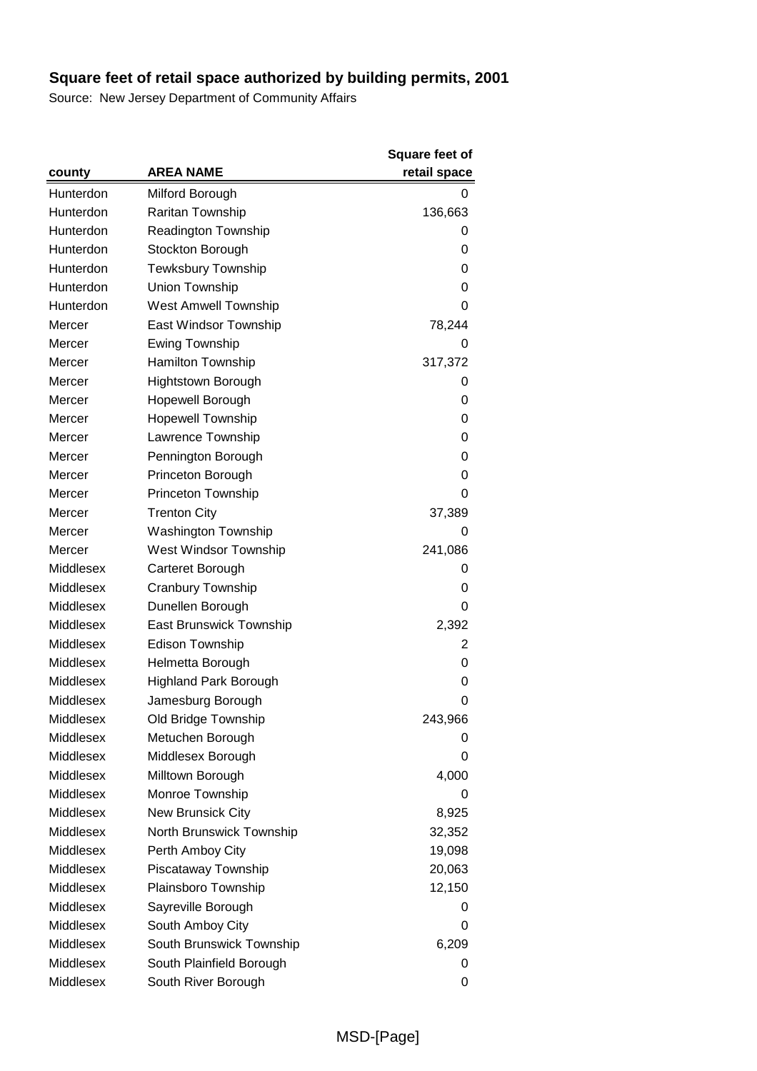## Square feet of retail space authorized by building permits, 2001

Source: New Jersey Department of Community Affairs

| county | AREA NAME | Square feet of retail space |
|---|---|---|
| Hunterdon | Milford Borough | 0 |
| Hunterdon | Raritan Township | 136,663 |
| Hunterdon | Readington Township | 0 |
| Hunterdon | Stockton Borough | 0 |
| Hunterdon | Tewksbury Township | 0 |
| Hunterdon | Union Township | 0 |
| Hunterdon | West Amwell Township | 0 |
| Mercer | East Windsor Township | 78,244 |
| Mercer | Ewing Township | 0 |
| Mercer | Hamilton Township | 317,372 |
| Mercer | Hightstown Borough | 0 |
| Mercer | Hopewell Borough | 0 |
| Mercer | Hopewell Township | 0 |
| Mercer | Lawrence Township | 0 |
| Mercer | Pennington Borough | 0 |
| Mercer | Princeton Borough | 0 |
| Mercer | Princeton Township | 0 |
| Mercer | Trenton City | 37,389 |
| Mercer | Washington Township | 0 |
| Mercer | West Windsor Township | 241,086 |
| Middlesex | Carteret Borough | 0 |
| Middlesex | Cranbury Township | 0 |
| Middlesex | Dunellen Borough | 0 |
| Middlesex | East Brunswick Township | 2,392 |
| Middlesex | Edison Township | 2 |
| Middlesex | Helmetta Borough | 0 |
| Middlesex | Highland Park Borough | 0 |
| Middlesex | Jamesburg Borough | 0 |
| Middlesex | Old Bridge Township | 243,966 |
| Middlesex | Metuchen Borough | 0 |
| Middlesex | Middlesex Borough | 0 |
| Middlesex | Milltown Borough | 4,000 |
| Middlesex | Monroe Township | 0 |
| Middlesex | New Brunsick City | 8,925 |
| Middlesex | North Brunswick Township | 32,352 |
| Middlesex | Perth Amboy City | 19,098 |
| Middlesex | Piscataway Township | 20,063 |
| Middlesex | Plainsboro Township | 12,150 |
| Middlesex | Sayreville Borough | 0 |
| Middlesex | South Amboy City | 0 |
| Middlesex | South Brunswick Township | 6,209 |
| Middlesex | South Plainfield Borough | 0 |
| Middlesex | South River Borough | 0 |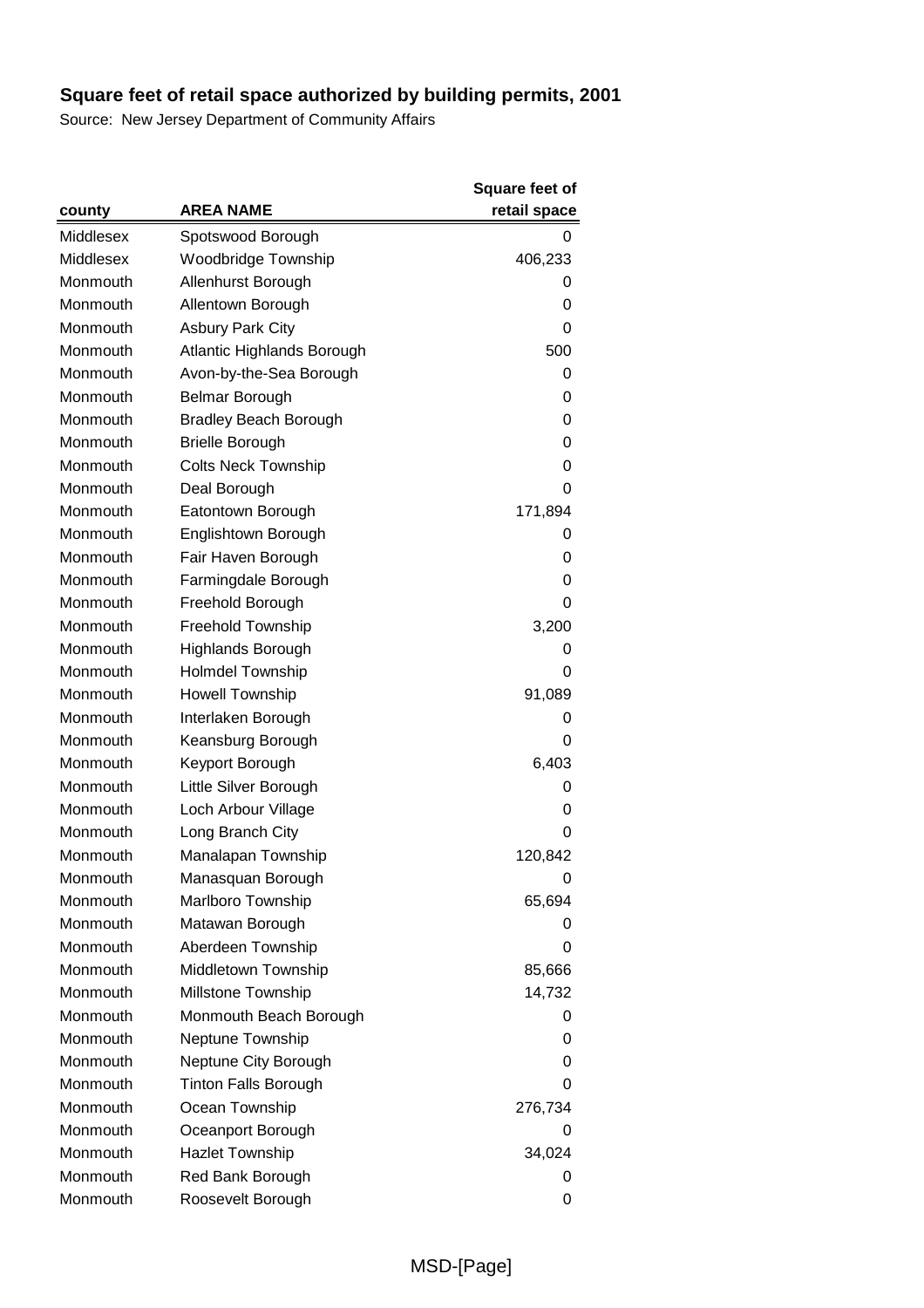## Square feet of retail space authorized by building permits, 2001

Source: New Jersey Department of Community Affairs

| county | AREA NAME | Square feet of retail space |
|---|---|---|
| Middlesex | Spotswood Borough | 0 |
| Middlesex | Woodbridge Township | 406,233 |
| Monmouth | Allenhurst Borough | 0 |
| Monmouth | Allentown Borough | 0 |
| Monmouth | Asbury Park City | 0 |
| Monmouth | Atlantic Highlands Borough | 500 |
| Monmouth | Avon-by-the-Sea Borough | 0 |
| Monmouth | Belmar Borough | 0 |
| Monmouth | Bradley Beach Borough | 0 |
| Monmouth | Brielle Borough | 0 |
| Monmouth | Colts Neck Township | 0 |
| Monmouth | Deal Borough | 0 |
| Monmouth | Eatontown Borough | 171,894 |
| Monmouth | Englishtown Borough | 0 |
| Monmouth | Fair Haven Borough | 0 |
| Monmouth | Farmingdale Borough | 0 |
| Monmouth | Freehold Borough | 0 |
| Monmouth | Freehold Township | 3,200 |
| Monmouth | Highlands Borough | 0 |
| Monmouth | Holmdel Township | 0 |
| Monmouth | Howell Township | 91,089 |
| Monmouth | Interlaken Borough | 0 |
| Monmouth | Keansburg Borough | 0 |
| Monmouth | Keyport Borough | 6,403 |
| Monmouth | Little Silver Borough | 0 |
| Monmouth | Loch Arbour Village | 0 |
| Monmouth | Long Branch City | 0 |
| Monmouth | Manalapan Township | 120,842 |
| Monmouth | Manasquan Borough | 0 |
| Monmouth | Marlboro Township | 65,694 |
| Monmouth | Matawan Borough | 0 |
| Monmouth | Aberdeen Township | 0 |
| Monmouth | Middletown Township | 85,666 |
| Monmouth | Millstone Township | 14,732 |
| Monmouth | Monmouth Beach Borough | 0 |
| Monmouth | Neptune Township | 0 |
| Monmouth | Neptune City Borough | 0 |
| Monmouth | Tinton Falls Borough | 0 |
| Monmouth | Ocean Township | 276,734 |
| Monmouth | Oceanport Borough | 0 |
| Monmouth | Hazlet Township | 34,024 |
| Monmouth | Red Bank Borough | 0 |
| Monmouth | Roosevelt Borough | 0 |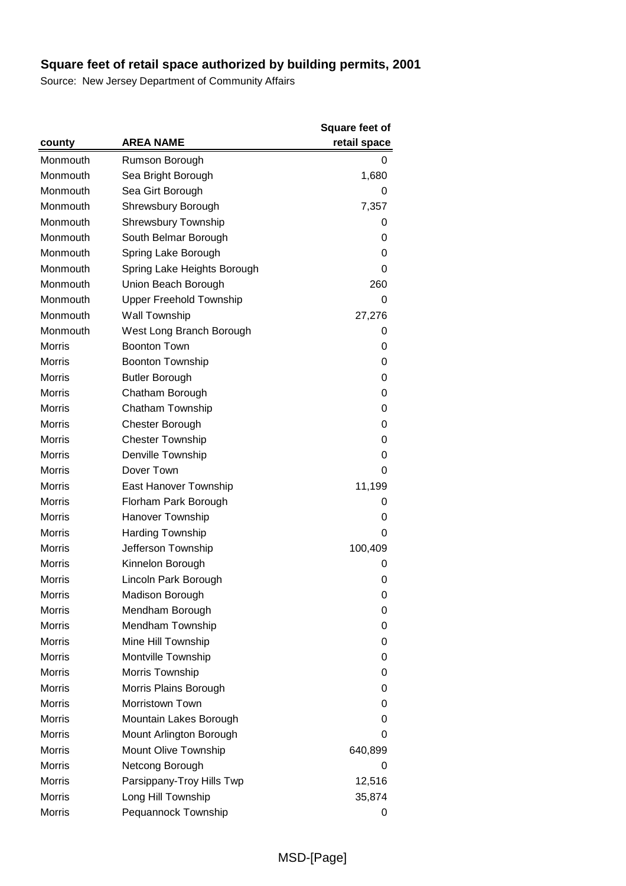## Square feet of retail space authorized by building permits, 2001

Source: New Jersey Department of Community Affairs

| county | AREA NAME | Square feet of retail space |
|---|---|---|
| Monmouth | Rumson Borough | 0 |
| Monmouth | Sea Bright Borough | 1,680 |
| Monmouth | Sea Girt Borough | 0 |
| Monmouth | Shrewsbury Borough | 7,357 |
| Monmouth | Shrewsbury Township | 0 |
| Monmouth | South Belmar Borough | 0 |
| Monmouth | Spring Lake Borough | 0 |
| Monmouth | Spring Lake Heights Borough | 0 |
| Monmouth | Union Beach Borough | 260 |
| Monmouth | Upper Freehold Township | 0 |
| Monmouth | Wall Township | 27,276 |
| Monmouth | West Long Branch Borough | 0 |
| Morris | Boonton Town | 0 |
| Morris | Boonton Township | 0 |
| Morris | Butler Borough | 0 |
| Morris | Chatham Borough | 0 |
| Morris | Chatham Township | 0 |
| Morris | Chester Borough | 0 |
| Morris | Chester Township | 0 |
| Morris | Denville Township | 0 |
| Morris | Dover Town | 0 |
| Morris | East Hanover Township | 11,199 |
| Morris | Florham Park Borough | 0 |
| Morris | Hanover Township | 0 |
| Morris | Harding Township | 0 |
| Morris | Jefferson Township | 100,409 |
| Morris | Kinnelon Borough | 0 |
| Morris | Lincoln Park Borough | 0 |
| Morris | Madison Borough | 0 |
| Morris | Mendham Borough | 0 |
| Morris | Mendham Township | 0 |
| Morris | Mine Hill Township | 0 |
| Morris | Montville Township | 0 |
| Morris | Morris Township | 0 |
| Morris | Morris Plains Borough | 0 |
| Morris | Morristown Town | 0 |
| Morris | Mountain Lakes Borough | 0 |
| Morris | Mount Arlington Borough | 0 |
| Morris | Mount Olive Township | 640,899 |
| Morris | Netcong Borough | 0 |
| Morris | Parsippany-Troy Hills Twp | 12,516 |
| Morris | Long Hill Township | 35,874 |
| Morris | Pequannock Township | 0 |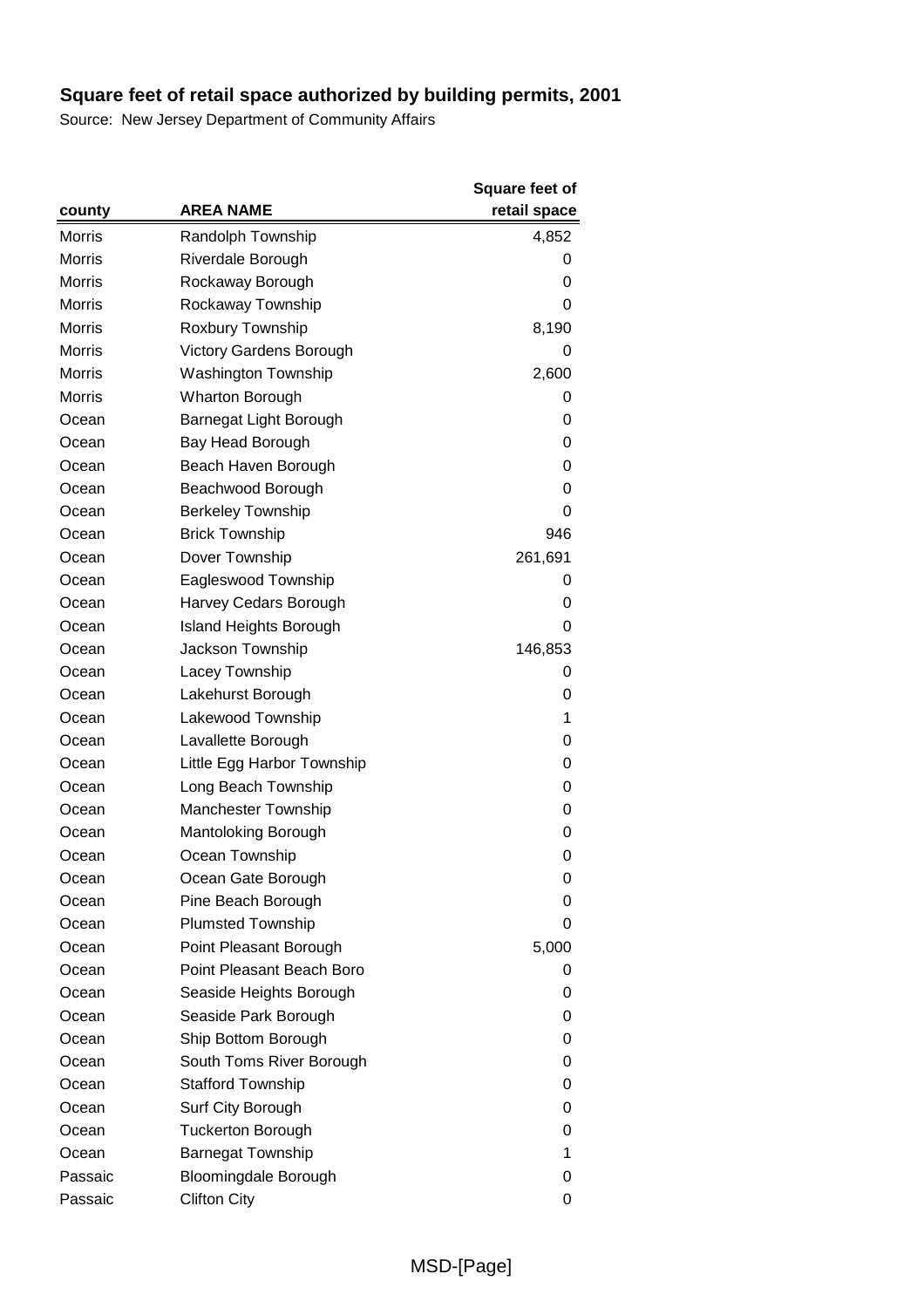## Square feet of retail space authorized by building permits, 2001

Source: New Jersey Department of Community Affairs

| county | AREA NAME | Square feet of retail space |
|---|---|---|
| Morris | Randolph Township | 4,852 |
| Morris | Riverdale Borough | 0 |
| Morris | Rockaway Borough | 0 |
| Morris | Rockaway Township | 0 |
| Morris | Roxbury Township | 8,190 |
| Morris | Victory Gardens Borough | 0 |
| Morris | Washington Township | 2,600 |
| Morris | Wharton Borough | 0 |
| Ocean | Barnegat Light Borough | 0 |
| Ocean | Bay Head Borough | 0 |
| Ocean | Beach Haven Borough | 0 |
| Ocean | Beachwood Borough | 0 |
| Ocean | Berkeley Township | 0 |
| Ocean | Brick Township | 946 |
| Ocean | Dover Township | 261,691 |
| Ocean | Eagleswood Township | 0 |
| Ocean | Harvey Cedars Borough | 0 |
| Ocean | Island Heights Borough | 0 |
| Ocean | Jackson Township | 146,853 |
| Ocean | Lacey Township | 0 |
| Ocean | Lakehurst Borough | 0 |
| Ocean | Lakewood Township | 1 |
| Ocean | Lavallette Borough | 0 |
| Ocean | Little Egg Harbor Township | 0 |
| Ocean | Long Beach Township | 0 |
| Ocean | Manchester Township | 0 |
| Ocean | Mantoloking Borough | 0 |
| Ocean | Ocean Township | 0 |
| Ocean | Ocean Gate Borough | 0 |
| Ocean | Pine Beach Borough | 0 |
| Ocean | Plumsted Township | 0 |
| Ocean | Point Pleasant Borough | 5,000 |
| Ocean | Point Pleasant Beach Boro | 0 |
| Ocean | Seaside Heights Borough | 0 |
| Ocean | Seaside Park Borough | 0 |
| Ocean | Ship Bottom Borough | 0 |
| Ocean | South Toms River Borough | 0 |
| Ocean | Stafford Township | 0 |
| Ocean | Surf City Borough | 0 |
| Ocean | Tuckerton Borough | 0 |
| Ocean | Barnegat Township | 1 |
| Passaic | Bloomingdale Borough | 0 |
| Passaic | Clifton City | 0 |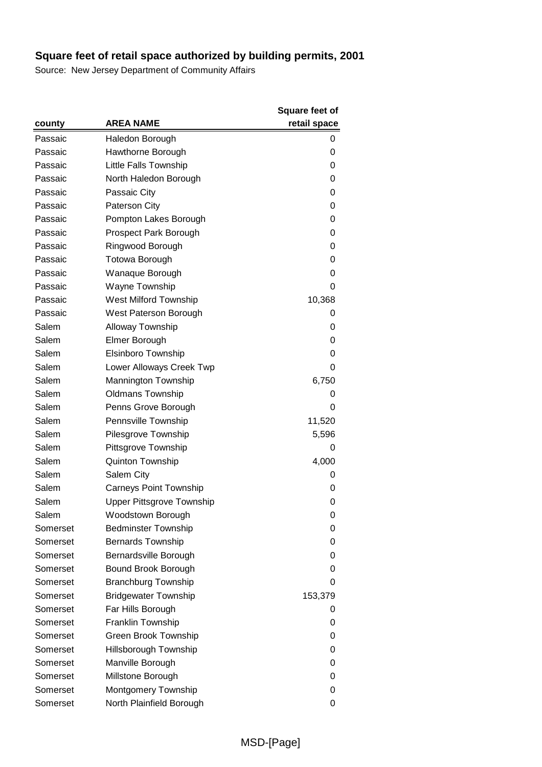# Square feet of retail space authorized by building permits, 2001

Source: New Jersey Department of Community Affairs

| county | AREA NAME | Square feet of retail space |
|---|---|---|
| Passaic | Haledon Borough | 0 |
| Passaic | Hawthorne Borough | 0 |
| Passaic | Little Falls Township | 0 |
| Passaic | North Haledon Borough | 0 |
| Passaic | Passaic City | 0 |
| Passaic | Paterson City | 0 |
| Passaic | Pompton Lakes Borough | 0 |
| Passaic | Prospect Park Borough | 0 |
| Passaic | Ringwood Borough | 0 |
| Passaic | Totowa Borough | 0 |
| Passaic | Wanaque Borough | 0 |
| Passaic | Wayne Township | 0 |
| Passaic | West Milford Township | 10,368 |
| Passaic | West Paterson Borough | 0 |
| Salem | Alloway Township | 0 |
| Salem | Elmer Borough | 0 |
| Salem | Elsinboro Township | 0 |
| Salem | Lower Alloways Creek Twp | 0 |
| Salem | Mannington Township | 6,750 |
| Salem | Oldmans Township | 0 |
| Salem | Penns Grove Borough | 0 |
| Salem | Pennsville Township | 11,520 |
| Salem | Pilesgrove Township | 5,596 |
| Salem | Pittsgrove Township | 0 |
| Salem | Quinton Township | 4,000 |
| Salem | Salem City | 0 |
| Salem | Carneys Point Township | 0 |
| Salem | Upper Pittsgrove Township | 0 |
| Salem | Woodstown Borough | 0 |
| Somerset | Bedminster Township | 0 |
| Somerset | Bernards Township | 0 |
| Somerset | Bernardsville Borough | 0 |
| Somerset | Bound Brook Borough | 0 |
| Somerset | Branchburg Township | 0 |
| Somerset | Bridgewater Township | 153,379 |
| Somerset | Far Hills Borough | 0 |
| Somerset | Franklin Township | 0 |
| Somerset | Green Brook Township | 0 |
| Somerset | Hillsborough Township | 0 |
| Somerset | Manville Borough | 0 |
| Somerset | Millstone Borough | 0 |
| Somerset | Montgomery Township | 0 |
| Somerset | North Plainfield Borough | 0 |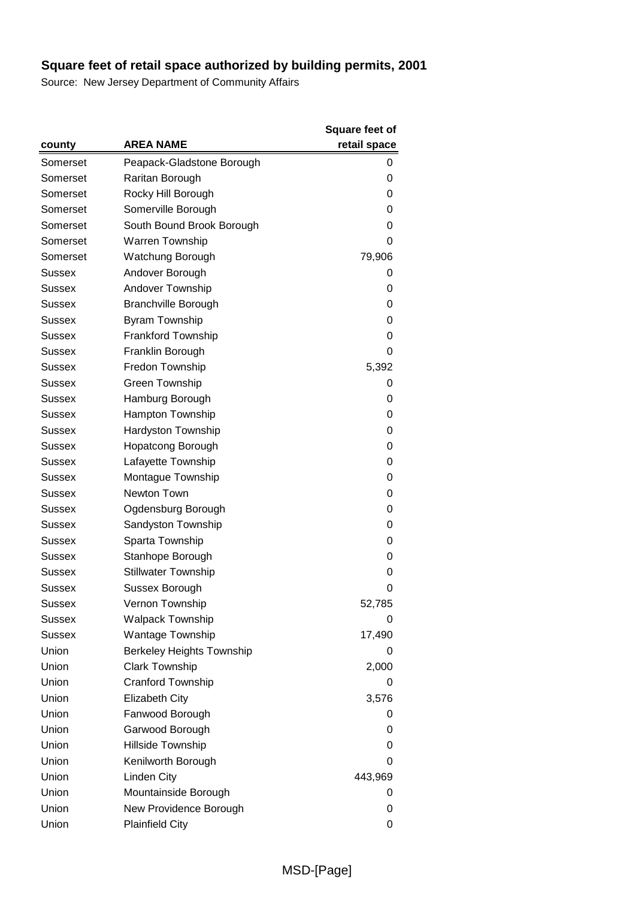# Square feet of retail space authorized by building permits, 2001

Source: New Jersey Department of Community Affairs

| county | AREA NAME | Square feet of retail space |
|---|---|---|
| Somerset | Peapack-Gladstone Borough | 0 |
| Somerset | Raritan Borough | 0 |
| Somerset | Rocky Hill Borough | 0 |
| Somerset | Somerville Borough | 0 |
| Somerset | South Bound Brook Borough | 0 |
| Somerset | Warren Township | 0 |
| Somerset | Watchung Borough | 79,906 |
| Sussex | Andover Borough | 0 |
| Sussex | Andover Township | 0 |
| Sussex | Branchville Borough | 0 |
| Sussex | Byram Township | 0 |
| Sussex | Frankford Township | 0 |
| Sussex | Franklin Borough | 0 |
| Sussex | Fredon Township | 5,392 |
| Sussex | Green Township | 0 |
| Sussex | Hamburg Borough | 0 |
| Sussex | Hampton Township | 0 |
| Sussex | Hardyston Township | 0 |
| Sussex | Hopatcong Borough | 0 |
| Sussex | Lafayette Township | 0 |
| Sussex | Montague Township | 0 |
| Sussex | Newton Town | 0 |
| Sussex | Ogdensburg Borough | 0 |
| Sussex | Sandyston Township | 0 |
| Sussex | Sparta Township | 0 |
| Sussex | Stanhope Borough | 0 |
| Sussex | Stillwater Township | 0 |
| Sussex | Sussex Borough | 0 |
| Sussex | Vernon Township | 52,785 |
| Sussex | Walpack Township | 0 |
| Sussex | Wantage Township | 17,490 |
| Union | Berkeley Heights Township | 0 |
| Union | Clark Township | 2,000 |
| Union | Cranford Township | 0 |
| Union | Elizabeth City | 3,576 |
| Union | Fanwood Borough | 0 |
| Union | Garwood Borough | 0 |
| Union | Hillside Township | 0 |
| Union | Kenilworth Borough | 0 |
| Union | Linden City | 443,969 |
| Union | Mountainside Borough | 0 |
| Union | New Providence Borough | 0 |
| Union | Plainfield City | 0 |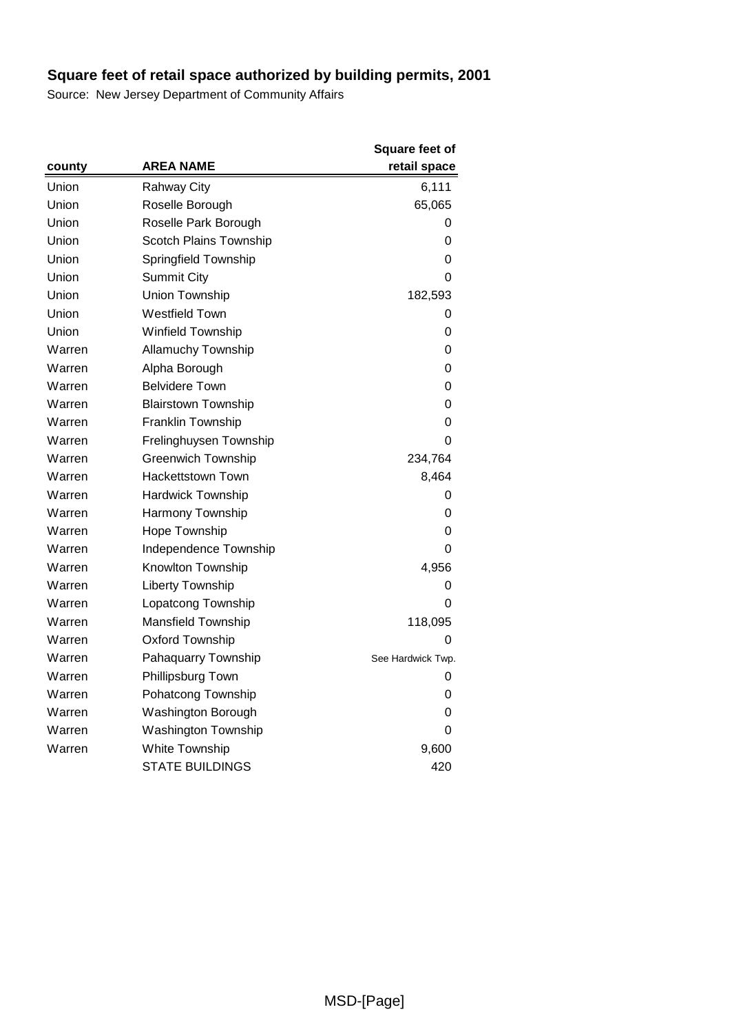## Square feet of retail space authorized by building permits, 2001

Source: New Jersey Department of Community Affairs

| county | AREA NAME | Square feet of retail space |
|---|---|---|
| Union | Rahway City | 6,111 |
| Union | Roselle Borough | 65,065 |
| Union | Roselle Park Borough | 0 |
| Union | Scotch Plains Township | 0 |
| Union | Springfield Township | 0 |
| Union | Summit City | 0 |
| Union | Union Township | 182,593 |
| Union | Westfield Town | 0 |
| Union | Winfield Township | 0 |
| Warren | Allamuchy Township | 0 |
| Warren | Alpha Borough | 0 |
| Warren | Belvidere Town | 0 |
| Warren | Blairstown Township | 0 |
| Warren | Franklin Township | 0 |
| Warren | Frelinghuysen Township | 0 |
| Warren | Greenwich Township | 234,764 |
| Warren | Hackettstown Town | 8,464 |
| Warren | Hardwick Township | 0 |
| Warren | Harmony Township | 0 |
| Warren | Hope Township | 0 |
| Warren | Independence Township | 0 |
| Warren | Knowlton Township | 4,956 |
| Warren | Liberty Township | 0 |
| Warren | Lopatcong Township | 0 |
| Warren | Mansfield Township | 118,095 |
| Warren | Oxford Township | 0 |
| Warren | Pahaquarry Township | See Hardwick Twp. |
| Warren | Phillipsburg Town | 0 |
| Warren | Pohatcong Township | 0 |
| Warren | Washington Borough | 0 |
| Warren | Washington Township | 0 |
| Warren | White Township | 9,600 |
| | STATE BUILDINGS | 420 |